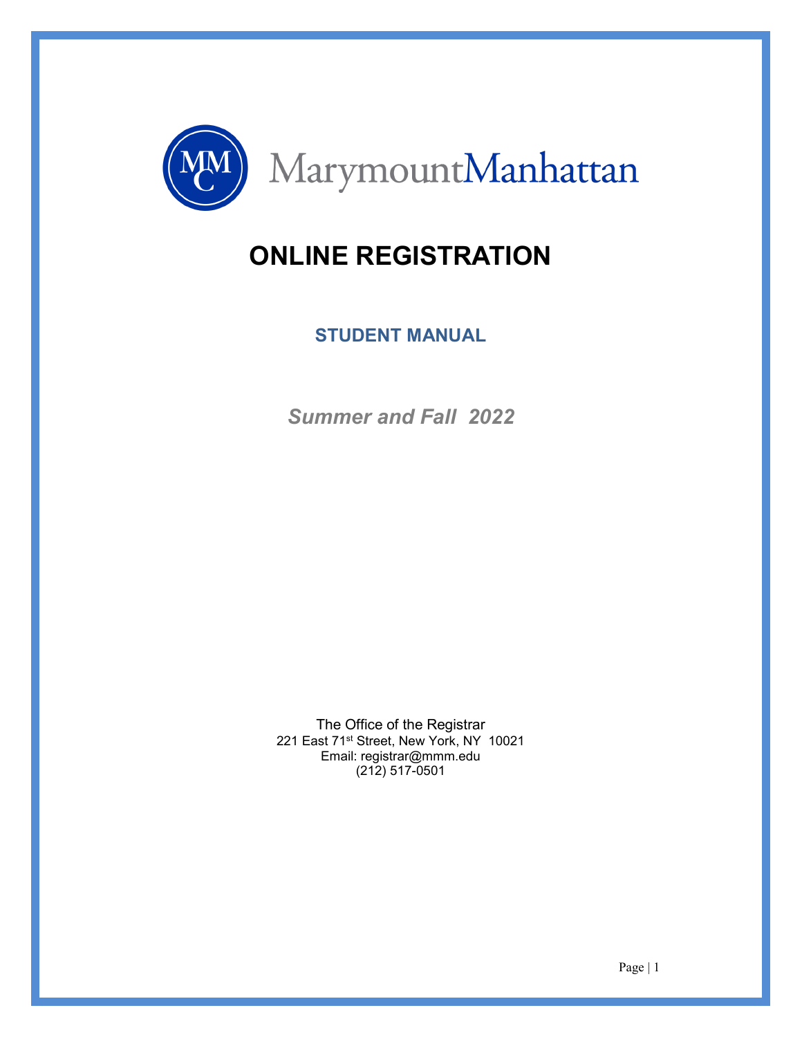MarymountManhattan

# ONLINE REGISTRATION

## STUDENT MANUAL

***Summer and Fall 2022***

The Office of the Registrar
221 East 71st Street, New York, NY 10021
Email: registrar@mmm.edu
(212) 517-0501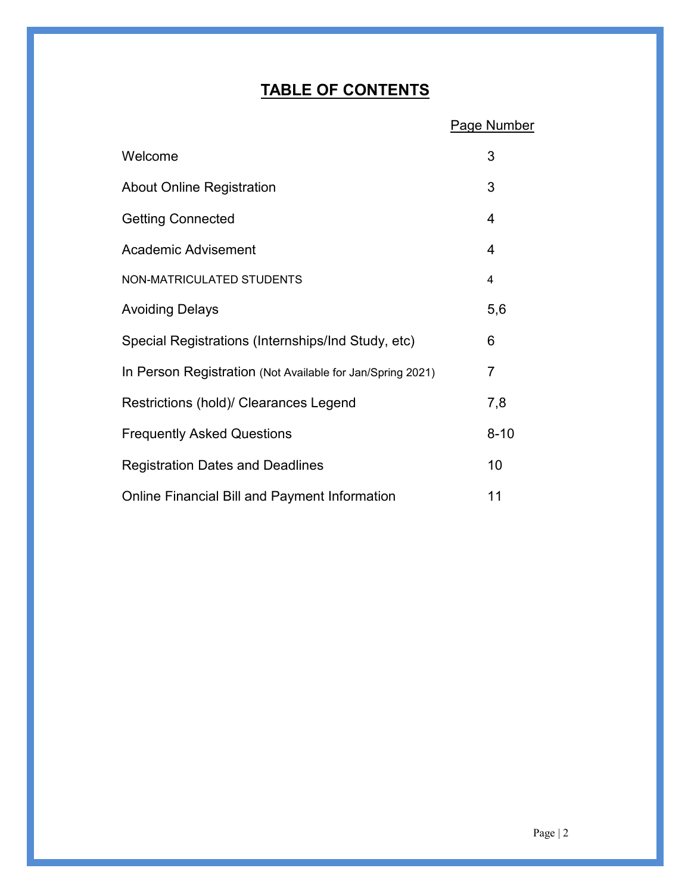# TABLE OF CONTENTS

| | Page Number |
|---|---|
| Welcome | 3 |
| About Online Registration | 3 |
| Getting Connected | 4 |
| Academic Advisement | 4 |
| NON-MATRICULATED STUDENTS | 4 |
| Avoiding Delays | 5,6 |
| Special Registrations (Internships/Ind Study, etc) | 6 |
| In Person Registration (Not Available for Jan/Spring 2021) | 7 |
| Restrictions (hold)/ Clearances Legend | 7,8 |
| Frequently Asked Questions | 8-10 |
| Registration Dates and Deadlines | 10 |
| Online Financial Bill and Payment Information | 11 |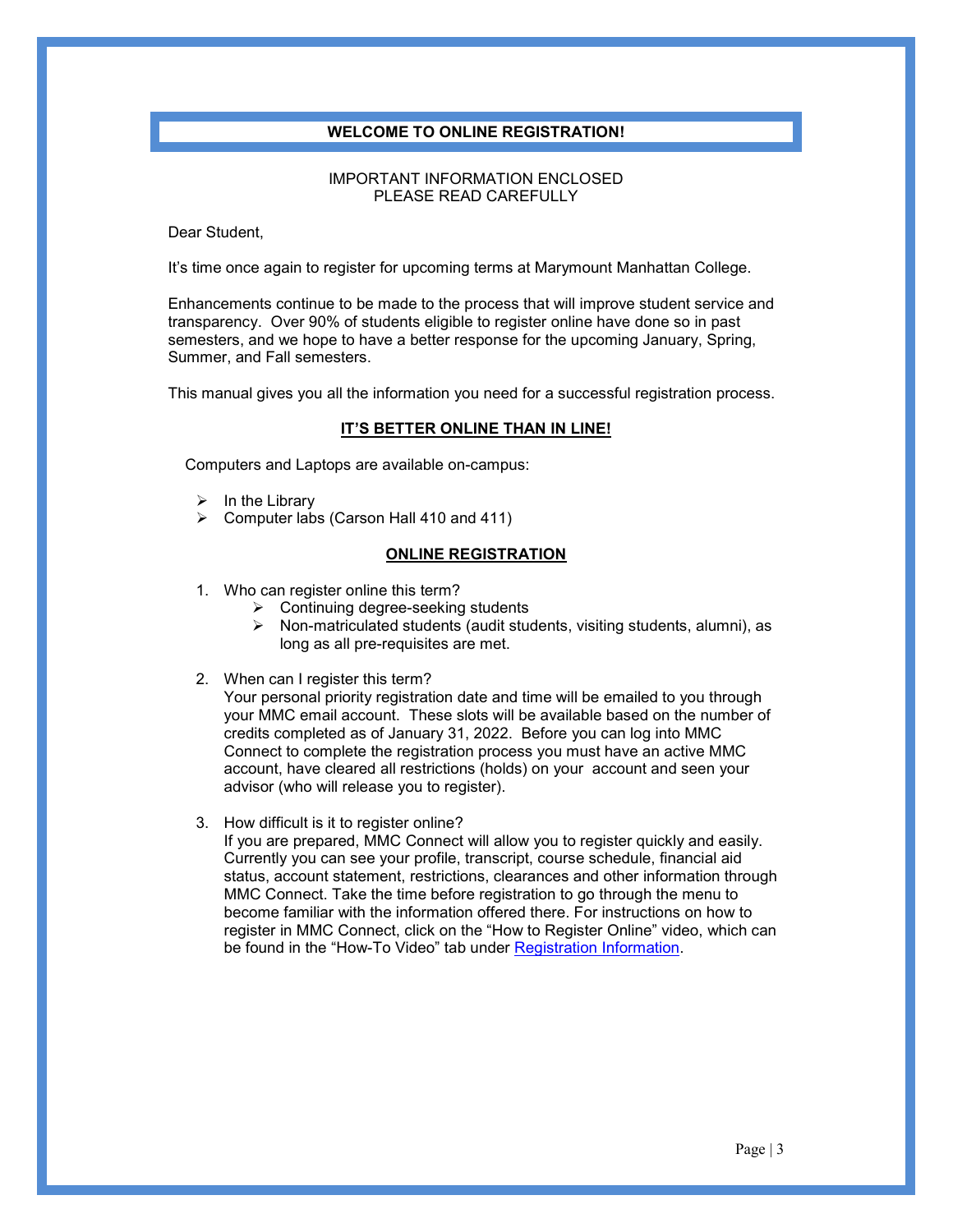## WELCOME TO ONLINE REGISTRATION!

IMPORTANT INFORMATION ENCLOSED
PLEASE READ CAREFULLY

Dear Student,

It's time once again to register for upcoming terms at Marymount Manhattan College.

Enhancements continue to be made to the process that will improve student service and transparency. Over 90% of students eligible to register online have done so in past semesters, and we hope to have a better response for the upcoming January, Spring, Summer, and Fall semesters.

This manual gives you all the information you need for a successful registration process.

### IT'S BETTER ONLINE THAN IN LINE!

Computers and Laptops are available on-campus:

- In the Library
- Computer labs (Carson Hall 410 and 411)

### ONLINE REGISTRATION

1. Who can register online this term?
   - Continuing degree-seeking students
   - Non-matriculated students (audit students, visiting students, alumni), as long as all pre-requisites are met.

2. When can I register this term?
   Your personal priority registration date and time will be emailed to you through your MMC email account. These slots will be available based on the number of credits completed as of January 31, 2022. Before you can log into MMC Connect to complete the registration process you must have an active MMC account, have cleared all restrictions (holds) on your account and seen your advisor (who will release you to register).

3. How difficult is it to register online?
   If you are prepared, MMC Connect will allow you to register quickly and easily. Currently you can see your profile, transcript, course schedule, financial aid status, account statement, restrictions, clearances and other information through MMC Connect. Take the time before registration to go through the menu to become familiar with the information offered there. For instructions on how to register in MMC Connect, click on the "How to Register Online" video, which can be found in the "How-To Video" tab under Registration Information.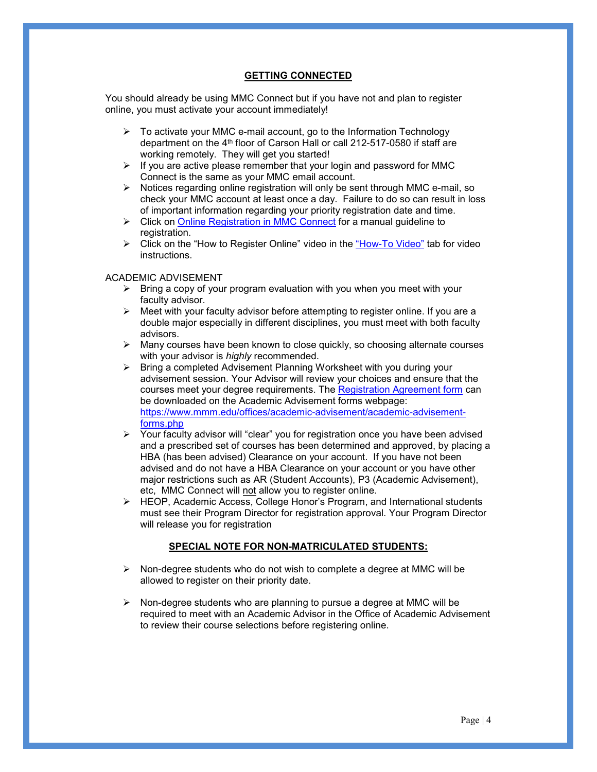## GETTING CONNECTED

You should already be using MMC Connect but if you have not and plan to register online, you must activate your account immediately!

- To activate your MMC e-mail account, go to the Information Technology department on the 4th floor of Carson Hall or call 212-517-0580 if staff are working remotely. They will get you started!
- If you are active please remember that your login and password for MMC Connect is the same as your MMC email account.
- Notices regarding online registration will only be sent through MMC e-mail, so check your MMC account at least once a day. Failure to do so can result in loss of important information regarding your priority registration date and time.
- Click on Online Registration in MMC Connect for a manual guideline to registration.
- Click on the "How to Register Online" video in the "How-To Video" tab for video instructions.

ACADEMIC ADVISEMENT

- Bring a copy of your program evaluation with you when you meet with your faculty advisor.
- Meet with your faculty advisor before attempting to register online. If you are a double major especially in different disciplines, you must meet with both faculty advisors.
- Many courses have been known to close quickly, so choosing alternate courses with your advisor is *highly* recommended.
- Bring a completed Advisement Planning Worksheet with you during your advisement session. Your Advisor will review your choices and ensure that the courses meet your degree requirements. The Registration Agreement form can be downloaded on the Academic Advisement forms webpage: https://www.mmm.edu/offices/academic-advisement/academic-advisement-forms.php
- Your faculty advisor will "clear" you for registration once you have been advised and a prescribed set of courses has been determined and approved, by placing a HBA (has been advised) Clearance on your account. If you have not been advised and do not have a HBA Clearance on your account or you have other major restrictions such as AR (Student Accounts), P3 (Academic Advisement), etc, MMC Connect will not allow you to register online.
- HEOP, Academic Access, College Honor's Program, and International students must see their Program Director for registration approval. Your Program Director will release you for registration

## SPECIAL NOTE FOR NON-MATRICULATED STUDENTS:

- Non-degree students who do not wish to complete a degree at MMC will be allowed to register on their priority date.
- Non-degree students who are planning to pursue a degree at MMC will be required to meet with an Academic Advisor in the Office of Academic Advisement to review their course selections before registering online.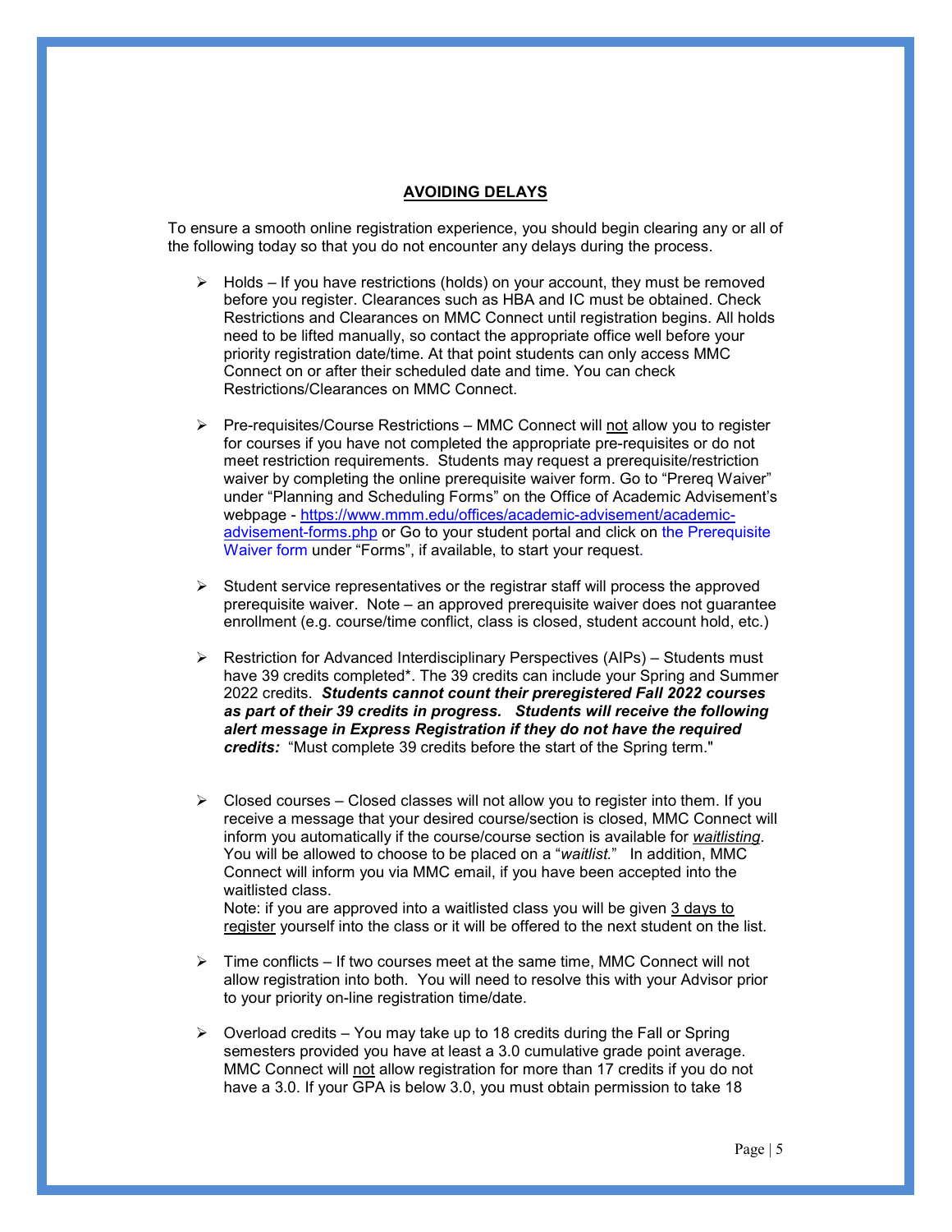## AVOIDING DELAYS

To ensure a smooth online registration experience, you should begin clearing any or all of the following today so that you do not encounter any delays during the process.

- Holds – If you have restrictions (holds) on your account, they must be removed before you register. Clearances such as HBA and IC must be obtained. Check Restrictions and Clearances on MMC Connect until registration begins. All holds need to be lifted manually, so contact the appropriate office well before your priority registration date/time. At that point students can only access MMC Connect on or after their scheduled date and time. You can check Restrictions/Clearances on MMC Connect.

- Pre-requisites/Course Restrictions – MMC Connect will <u>not</u> allow you to register for courses if you have not completed the appropriate pre-requisites or do not meet restriction requirements. Students may request a prerequisite/restriction waiver by completing the online prerequisite waiver form. Go to "Prereq Waiver" under "Planning and Scheduling Forms" on the Office of Academic Advisement's webpage - [https://www.mmm.edu/offices/academic-advisement/academic-advisement-forms.php](https://www.mmm.edu/offices/academic-advisement/academic-advisement-forms.php) or Go to your student portal and click on the Prerequisite Waiver form under "Forms", if available, to start your request.

- Student service representatives or the registrar staff will process the approved prerequisite waiver. Note – an approved prerequisite waiver does not guarantee enrollment (e.g. course/time conflict, class is closed, student account hold, etc.)

- Restriction for Advanced Interdisciplinary Perspectives (AIPs) – Students must have 39 credits completed*. The 39 credits can include your Spring and Summer 2022 credits. ***Students cannot count their preregistered Fall 2022 courses as part of their 39 credits in progress. Students will receive the following alert message in Express Registration if they do not have the required credits:*** "Must complete 39 credits before the start of the Spring term."

- Closed courses – Closed classes will not allow you to register into them. If you receive a message that your desired course/section is closed, MMC Connect will inform you automatically if the course/course section is available for <u>*waitlisting*</u>. You will be allowed to choose to be placed on a "*waitlist.*" In addition, MMC Connect will inform you via MMC email, if you have been accepted into the waitlisted class.
  Note: if you are approved into a waitlisted class you will be given <u>3 days to register</u> yourself into the class or it will be offered to the next student on the list.

- Time conflicts – If two courses meet at the same time, MMC Connect will not allow registration into both. You will need to resolve this with your Advisor prior to your priority on-line registration time/date.

- Overload credits – You may take up to 18 credits during the Fall or Spring semesters provided you have at least a 3.0 cumulative grade point average. MMC Connect will <u>not</u> allow registration for more than 17 credits if you do not have a 3.0. If your GPA is below 3.0, you must obtain permission to take 18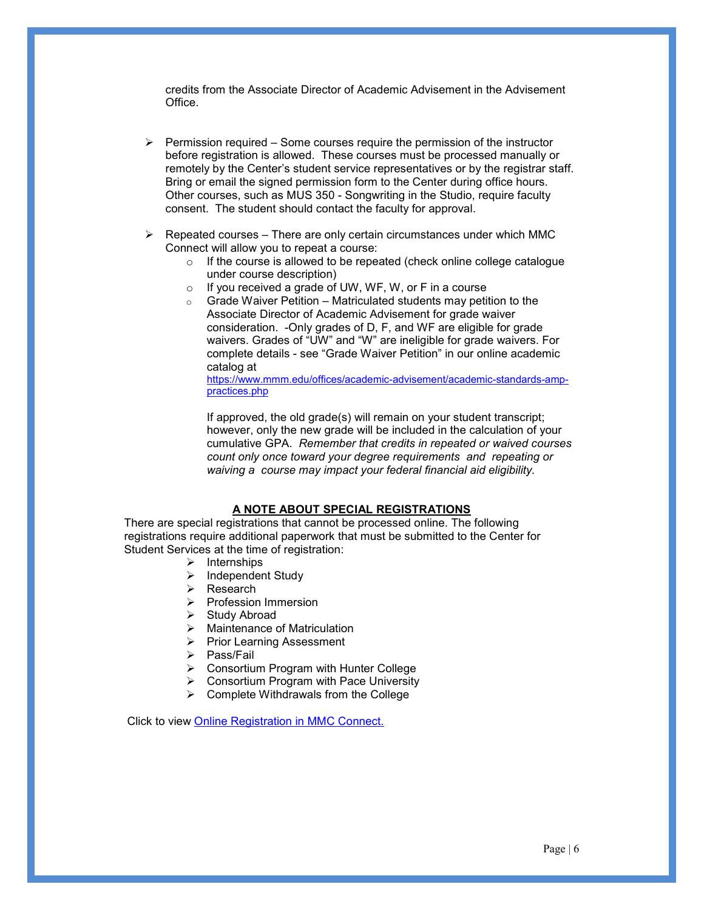credits from the Associate Director of Academic Advisement in the Advisement Office.

- Permission required – Some courses require the permission of the instructor before registration is allowed. These courses must be processed manually or remotely by the Center's student service representatives or by the registrar staff. Bring or email the signed permission form to the Center during office hours. Other courses, such as MUS 350 - Songwriting in the Studio, require faculty consent. The student should contact the faculty for approval.

- Repeated courses – There are only certain circumstances under which MMC Connect will allow you to repeat a course:
  - If the course is allowed to be repeated (check online college catalogue under course description)
  - If you received a grade of UW, WF, W, or F in a course
  - Grade Waiver Petition – Matriculated students may petition to the Associate Director of Academic Advisement for grade waiver consideration. -Only grades of D, F, and WF are eligible for grade waivers. Grades of "UW" and "W" are ineligible for grade waivers. For complete details - see "Grade Waiver Petition" in our online academic catalog at [https://www.mmm.edu/offices/academic-advisement/academic-standards-amp-practices.php](https://www.mmm.edu/offices/academic-advisement/academic-standards-amp-practices.php)

    If approved, the old grade(s) will remain on your student transcript; however, only the new grade will be included in the calculation of your cumulative GPA. *Remember that credits in repeated or waived courses count only once toward your degree requirements and repeating or waiving a course may impact your federal financial aid eligibility.*

**<u>A NOTE ABOUT SPECIAL REGISTRATIONS</u>**

There are special registrations that cannot be processed online. The following registrations require additional paperwork that must be submitted to the Center for Student Services at the time of registration:

- Internships
- Independent Study
- Research
- Profession Immersion
- Study Abroad
- Maintenance of Matriculation
- Prior Learning Assessment
- Pass/Fail
- Consortium Program with Hunter College
- Consortium Program with Pace University
- Complete Withdrawals from the College

Click to view Online Registration in MMC Connect.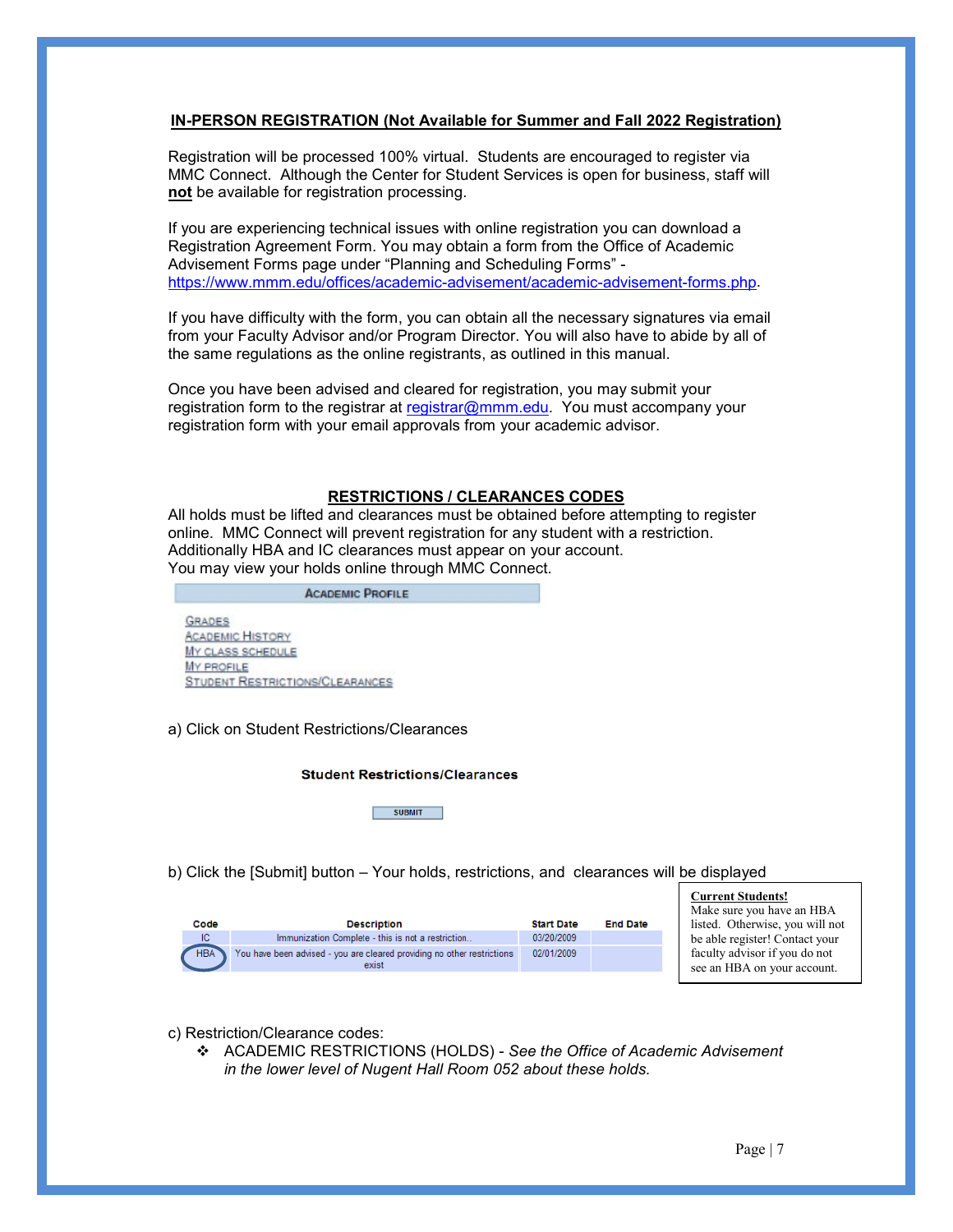## IN-PERSON REGISTRATION (Not Available for Summer and Fall 2022 Registration)

Registration will be processed 100% virtual. Students are encouraged to register via MMC Connect. Although the Center for Student Services is open for business, staff will **not** be available for registration processing.

If you are experiencing technical issues with online registration you can download a Registration Agreement Form. You may obtain a form from the Office of Academic Advisement Forms page under "Planning and Scheduling Forms" - https://www.mmm.edu/offices/academic-advisement/academic-advisement-forms.php.

If you have difficulty with the form, you can obtain all the necessary signatures via email from your Faculty Advisor and/or Program Director. You will also have to abide by all of the same regulations as the online registrants, as outlined in this manual.

Once you have been advised and cleared for registration, you may submit your registration form to the registrar at registrar@mmm.edu. You must accompany your registration form with your email approvals from your academic advisor.

## RESTRICTIONS / CLEARANCES CODES

All holds must be lifted and clearances must be obtained before attempting to register online. MMC Connect will prevent registration for any student with a restriction. Additionally HBA and IC clearances must appear on your account. You may view your holds online through MMC Connect.

**ACADEMIC PROFILE**

- GRADES
- ACADEMIC HISTORY
- MY CLASS SCHEDULE
- MY PROFILE
- STUDENT RESTRICTIONS/CLEARANCES

a) Click on Student Restrictions/Clearances

**Student Restrictions/Clearances**

[SUBMIT]

b) Click the [Submit] button – Your holds, restrictions, and clearances will be displayed

| Code | Description | Start Date | End Date |
|---|---|---|---|
| IC | Immunization Complete - this is not a restriction.. | 03/20/2009 | |
| HBA | You have been advised - you are cleared providing no other restrictions exist | 02/01/2009 | |

**Current Students!**
Make sure you have an HBA listed. Otherwise, you will not be able register! Contact your faculty advisor if you do not see an HBA on your account.

c) Restriction/Clearance codes:

- ❖ ACADEMIC RESTRICTIONS (HOLDS) - *See the Office of Academic Advisement in the lower level of Nugent Hall Room 052 about these holds.*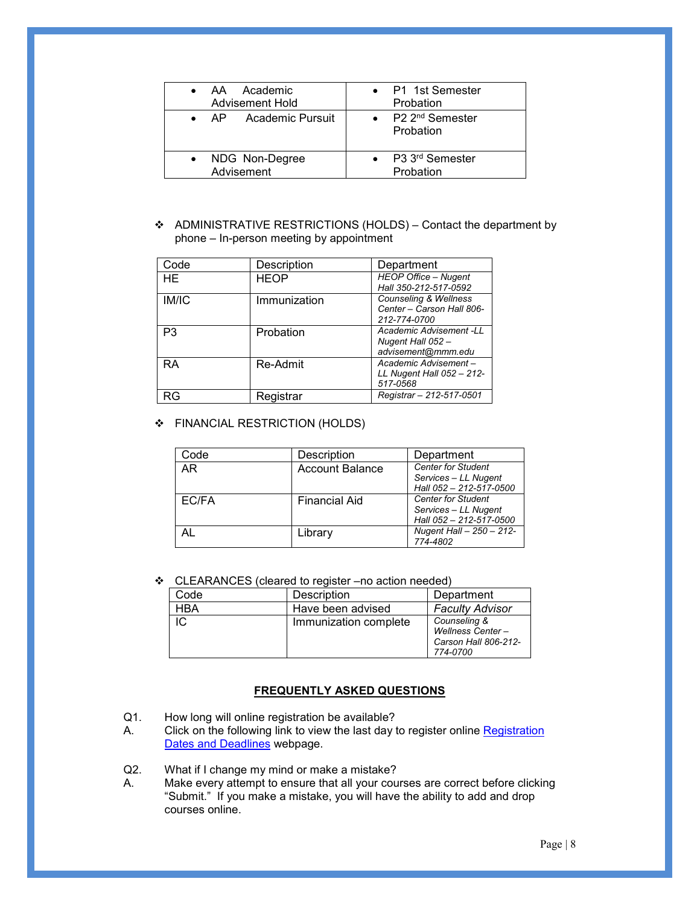| • AA Academic Advisement Hold | • P1 1st Semester Probation |
|---|---|
| • AP Academic Pursuit | • P2 2nd Semester Probation |
| • NDG Non-Degree Advisement | • P3 3rd Semester Probation |

❖ ADMINISTRATIVE RESTRICTIONS (HOLDS) – Contact the department by phone – In-person meeting by appointment

| Code | Description | Department |
|---|---|---|
| HE | HEOP | *HEOP Office – Nugent Hall 350-212-517-0592* |
| IM/IC | Immunization | *Counseling & Wellness Center – Carson Hall 806-212-774-0700* |
| P3 | Probation | *Academic Advisement -LL Nugent Hall 052 – advisement@mmm.edu* |
| RA | Re-Admit | *Academic Advisement – LL Nugent Hall 052 – 212-517-0568* |
| RG | Registrar | *Registrar – 212-517-0501* |

❖ FINANCIAL RESTRICTION (HOLDS)

| Code | Description | Department |
|---|---|---|
| AR | Account Balance | *Center for Student Services – LL Nugent Hall 052 – 212-517-0500* |
| EC/FA | Financial Aid | *Center for Student Services – LL Nugent Hall 052 – 212-517-0500* |
| AL | Library | *Nugent Hall – 250 – 212-774-4802* |

❖ CLEARANCES (cleared to register –no action needed)

| Code | Description | Department |
|---|---|---|
| HBA | Have been advised | *Faculty Advisor* |
| IC | Immunization complete | *Counseling & Wellness Center – Carson Hall 806-212-774-0700* |

## FREQUENTLY ASKED QUESTIONS

Q1. How long will online registration be available?

A. Click on the following link to view the last day to register online [Registration Dates and Deadlines]() webpage.

Q2. What if I change my mind or make a mistake?

A. Make every attempt to ensure that all your courses are correct before clicking "Submit." If you make a mistake, you will have the ability to add and drop courses online.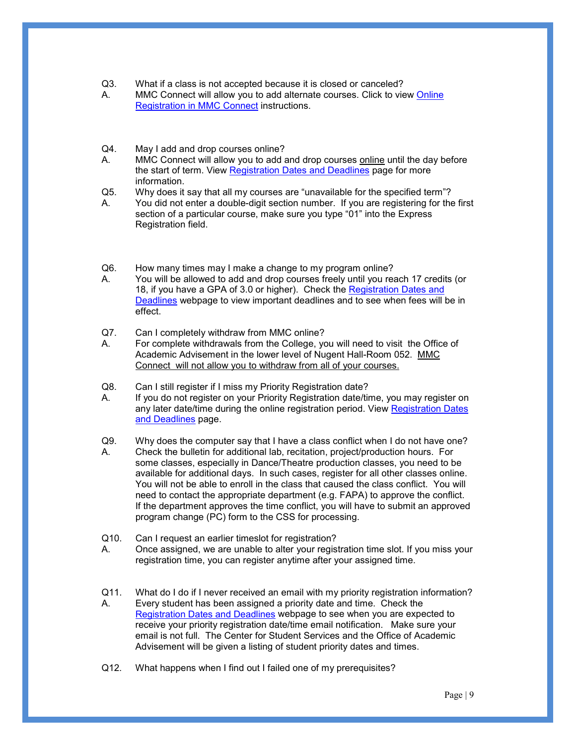Q3. What if a class is not accepted because it is closed or canceled?

A. MMC Connect will allow you to add alternate courses. Click to view Online Registration in MMC Connect instructions.

Q4. May I add and drop courses online?

A. MMC Connect will allow you to add and drop courses online until the day before the start of term. View Registration Dates and Deadlines page for more information.

Q5. Why does it say that all my courses are "unavailable for the specified term"?

A. You did not enter a double-digit section number. If you are registering for the first section of a particular course, make sure you type "01" into the Express Registration field.

Q6. How many times may I make a change to my program online?

A. You will be allowed to add and drop courses freely until you reach 17 credits (or 18, if you have a GPA of 3.0 or higher). Check the Registration Dates and Deadlines webpage to view important deadlines and to see when fees will be in effect.

Q7. Can I completely withdraw from MMC online?

A. For complete withdrawals from the College, you will need to visit the Office of Academic Advisement in the lower level of Nugent Hall-Room 052. MMC Connect will not allow you to withdraw from all of your courses.

Q8. Can I still register if I miss my Priority Registration date?

A. If you do not register on your Priority Registration date/time, you may register on any later date/time during the online registration period. View Registration Dates and Deadlines page.

Q9. Why does the computer say that I have a class conflict when I do not have one?

A. Check the bulletin for additional lab, recitation, project/production hours. For some classes, especially in Dance/Theatre production classes, you need to be available for additional days. In such cases, register for all other classes online. You will not be able to enroll in the class that caused the class conflict. You will need to contact the appropriate department (e.g. FAPA) to approve the conflict. If the department approves the time conflict, you will have to submit an approved program change (PC) form to the CSS for processing.

Q10. Can I request an earlier timeslot for registration?

A. Once assigned, we are unable to alter your registration time slot. If you miss your registration time, you can register anytime after your assigned time.

Q11. What do I do if I never received an email with my priority registration information?

A. Every student has been assigned a priority date and time. Check the Registration Dates and Deadlines webpage to see when you are expected to receive your priority registration date/time email notification. Make sure your email is not full. The Center for Student Services and the Office of Academic Advisement will be given a listing of student priority dates and times.

Q12. What happens when I find out I failed one of my prerequisites?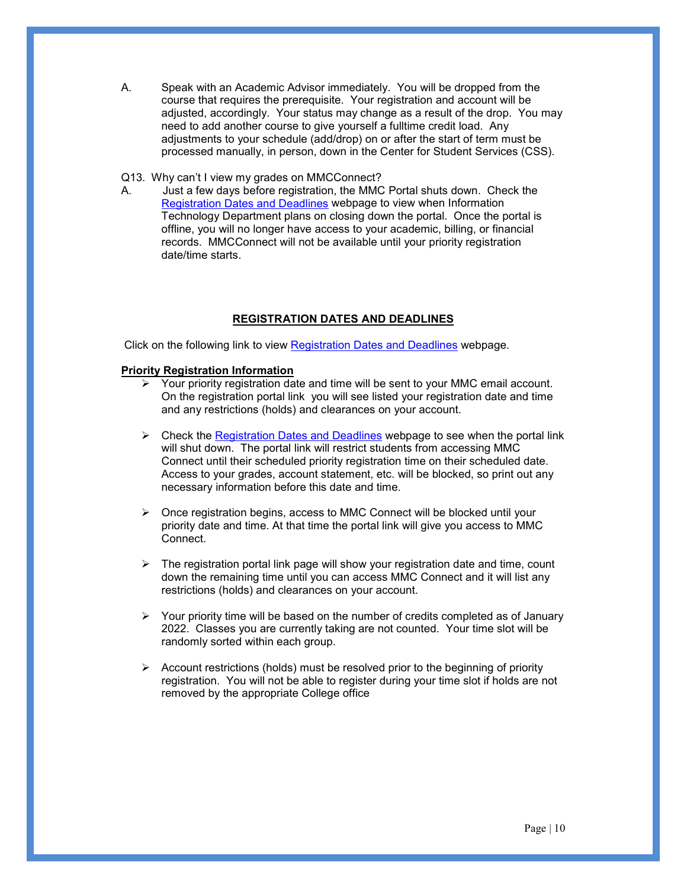A. Speak with an Academic Advisor immediately. You will be dropped from the course that requires the prerequisite. Your registration and account will be adjusted, accordingly. Your status may change as a result of the drop. You may need to add another course to give yourself a fulltime credit load. Any adjustments to your schedule (add/drop) on or after the start of term must be processed manually, in person, down in the Center for Student Services (CSS).

Q13. Why can't I view my grades on MMCConnect?

A. Just a few days before registration, the MMC Portal shuts down. Check the Registration Dates and Deadlines webpage to view when Information Technology Department plans on closing down the portal. Once the portal is offline, you will no longer have access to your academic, billing, or financial records. MMCConnect will not be available until your priority registration date/time starts.

## REGISTRATION DATES AND DEADLINES

Click on the following link to view Registration Dates and Deadlines webpage.

**Priority Registration Information**

- Your priority registration date and time will be sent to your MMC email account. On the registration portal link you will see listed your registration date and time and any restrictions (holds) and clearances on your account.

- Check the Registration Dates and Deadlines webpage to see when the portal link will shut down. The portal link will restrict students from accessing MMC Connect until their scheduled priority registration time on their scheduled date. Access to your grades, account statement, etc. will be blocked, so print out any necessary information before this date and time.

- Once registration begins, access to MMC Connect will be blocked until your priority date and time. At that time the portal link will give you access to MMC Connect.

- The registration portal link page will show your registration date and time, count down the remaining time until you can access MMC Connect and it will list any restrictions (holds) and clearances on your account.

- Your priority time will be based on the number of credits completed as of January 2022. Classes you are currently taking are not counted. Your time slot will be randomly sorted within each group.

- Account restrictions (holds) must be resolved prior to the beginning of priority registration. You will not be able to register during your time slot if holds are not removed by the appropriate College office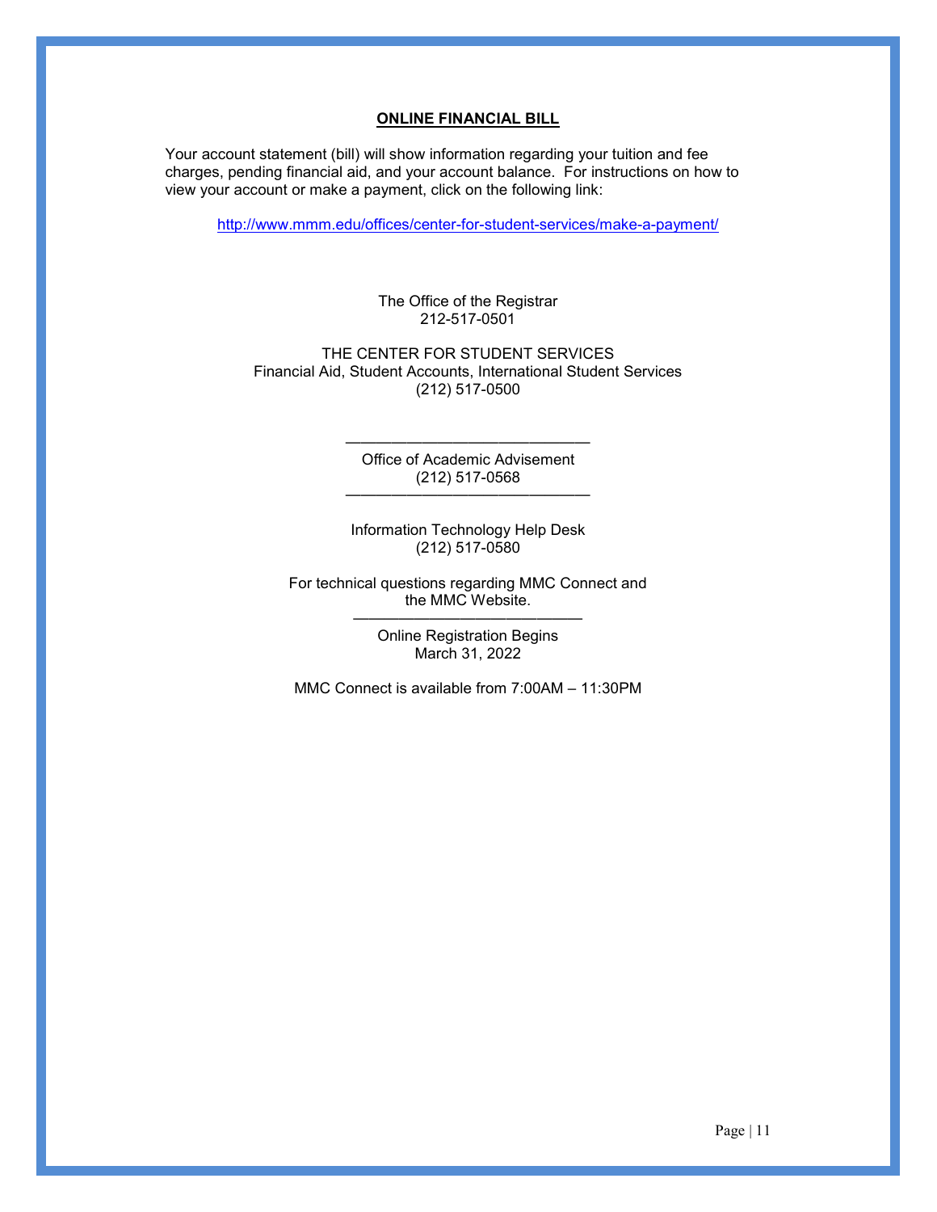## ONLINE FINANCIAL BILL

Your account statement (bill) will show information regarding your tuition and fee charges, pending financial aid, and your account balance. For instructions on how to view your account or make a payment, click on the following link:

http://www.mmm.edu/offices/center-for-student-services/make-a-payment/

The Office of the Registrar
212-517-0501

THE CENTER FOR STUDENT SERVICES
Financial Aid, Student Accounts, International Student Services
(212) 517-0500

---

Office of Academic Advisement
(212) 517-0568

---

Information Technology Help Desk
(212) 517-0580

For technical questions regarding MMC Connect and the MMC Website.

---

Online Registration Begins
March 31, 2022

MMC Connect is available from 7:00AM – 11:30PM